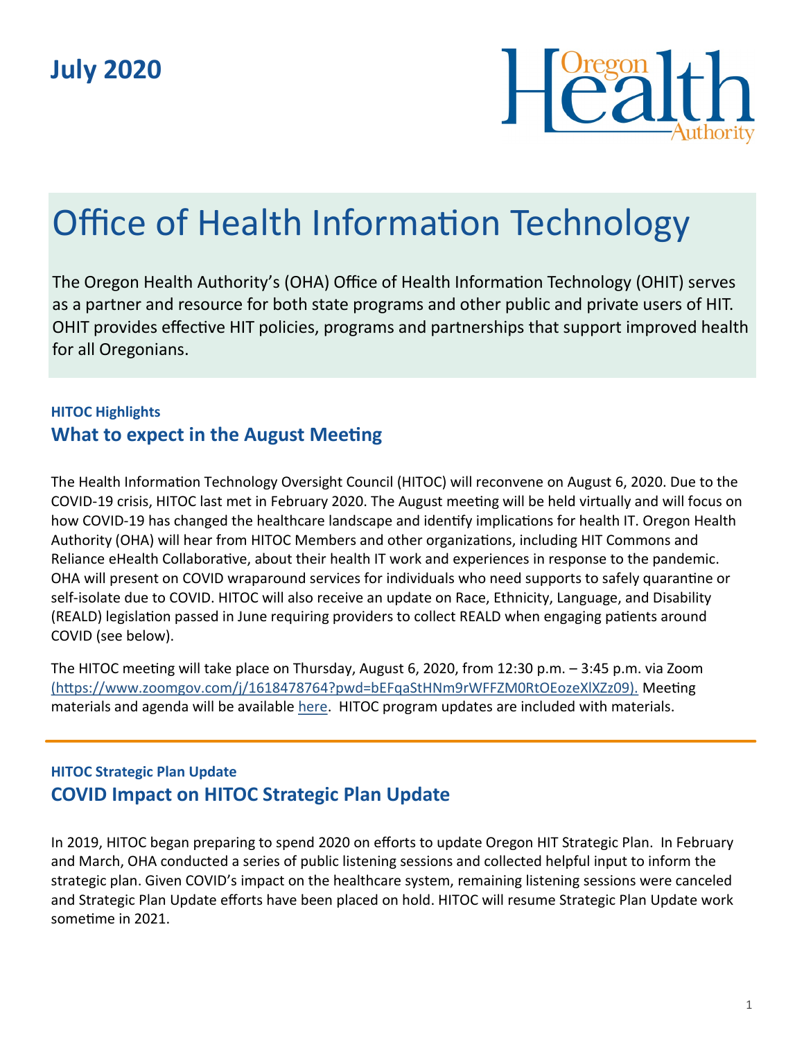July 2020

Oregon Health Authority

# Office of Health Information Technology

The Oregon Health Authority's (OHA) Office of Health Information Technology (OHIT) serves as a partner and resource for both state programs and other public and private users of HIT. OHIT provides effective HIT policies, programs and partnerships that support improved health for all Oregonians.

### HITOC Highlights

## What to expect in the August Meeting

The Health Information Technology Oversight Council (HITOC) will reconvene on August 6, 2020. Due to the COVID-19 crisis, HITOC last met in February 2020. The August meeting will be held virtually and will focus on how COVID-19 has changed the healthcare landscape and identify implications for health IT. Oregon Health Authority (OHA) will hear from HITOC Members and other organizations, including HIT Commons and Reliance eHealth Collaborative, about their health IT work and experiences in response to the pandemic. OHA will present on COVID wraparound services for individuals who need supports to safely quarantine or self-isolate due to COVID. HITOC will also receive an update on Race, Ethnicity, Language, and Disability (REALD) legislation passed in June requiring providers to collect REALD when engaging patients around COVID (see below).

The HITOC meeting will take place on Thursday, August 6, 2020, from 12:30 p.m. – 3:45 p.m. via Zoom (https://www.zoomgov.com/j/1618478764?pwd=bEFqaStHNm9rWFFZM0RtOEozeXlXZz09). Meeting materials and agenda will be available here. HITOC program updates are included with materials.

---

### HITOC Strategic Plan Update

## COVID Impact on HITOC Strategic Plan Update

In 2019, HITOC began preparing to spend 2020 on efforts to update Oregon HIT Strategic Plan. In February and March, OHA conducted a series of public listening sessions and collected helpful input to inform the strategic plan. Given COVID's impact on the healthcare system, remaining listening sessions were canceled and Strategic Plan Update efforts have been placed on hold. HITOC will resume Strategic Plan Update work sometime in 2021.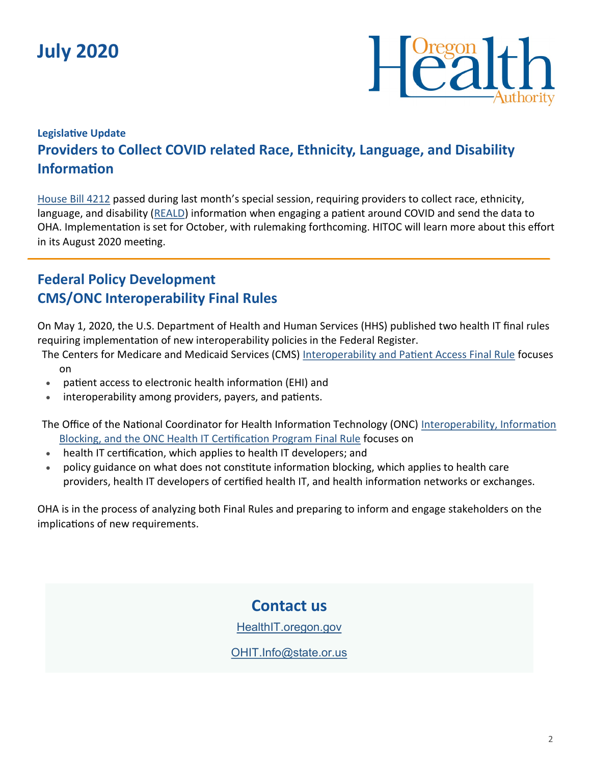# July 2020

Legislative Update

## Providers to Collect COVID related Race, Ethnicity, Language, and Disability Information

House Bill 4212 passed during last month's special session, requiring providers to collect race, ethnicity, language, and disability (REALD) information when engaging a patient around COVID and send the data to OHA. Implementation is set for October, with rulemaking forthcoming. HITOC will learn more about this effort in its August 2020 meeting.

---

## Federal Policy Development
## CMS/ONC Interoperability Final Rules

On May 1, 2020, the U.S. Department of Health and Human Services (HHS) published two health IT final rules requiring implementation of new interoperability policies in the Federal Register.

The Centers for Medicare and Medicaid Services (CMS) Interoperability and Patient Access Final Rule focuses on

- patient access to electronic health information (EHI) and
- interoperability among providers, payers, and patients.

The Office of the National Coordinator for Health Information Technology (ONC) Interoperability, Information Blocking, and the ONC Health IT Certification Program Final Rule focuses on

- health IT certification, which applies to health IT developers; and
- policy guidance on what does not constitute information blocking, which applies to health care providers, health IT developers of certified health IT, and health information networks or exchanges.

OHA is in the process of analyzing both Final Rules and preparing to inform and engage stakeholders on the implications of new requirements.

## Contact us

HealthIT.oregon.gov

OHIT.Info@state.or.us